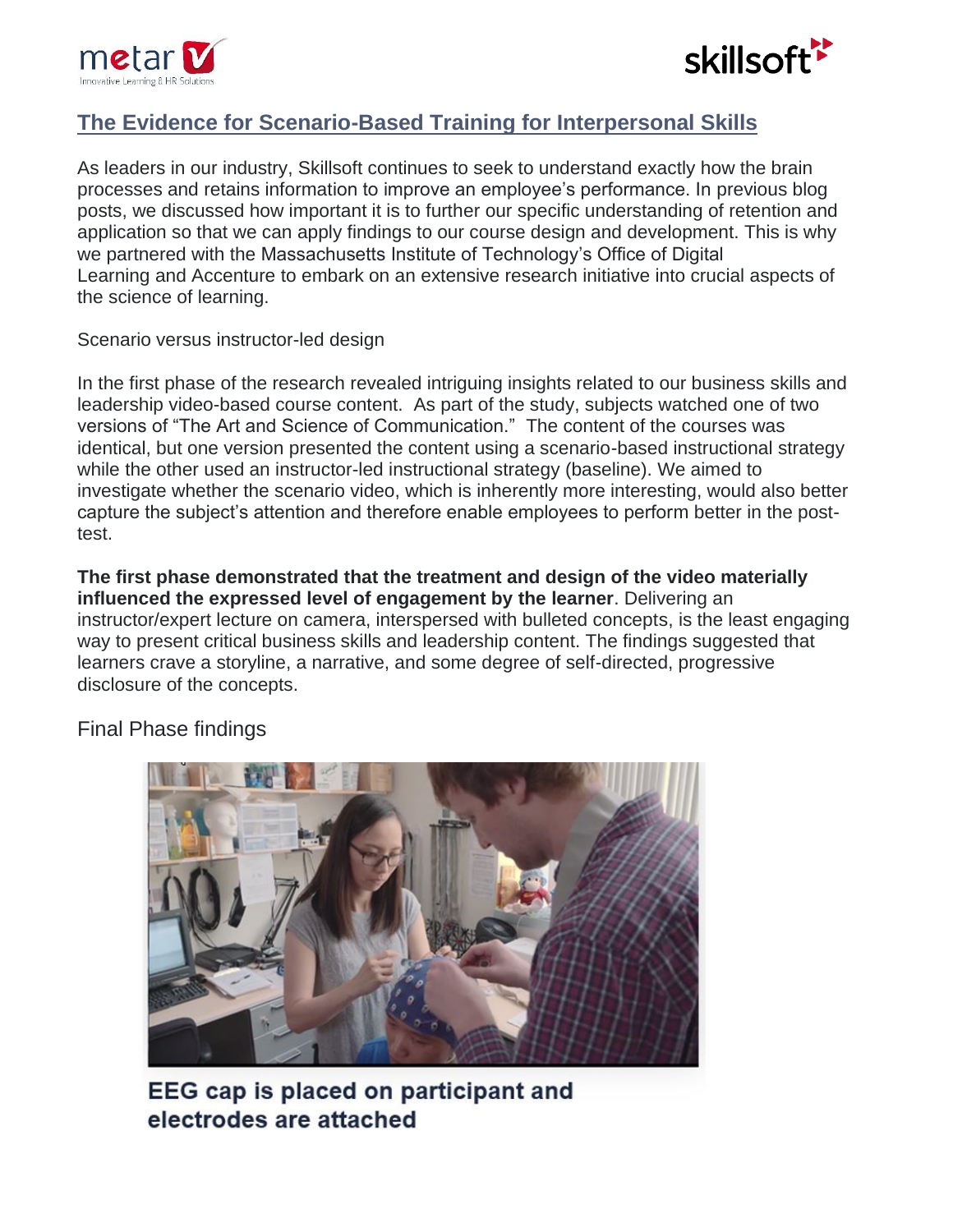## The Evidence for Scenario-Based Training for Interpersonal Skills

As leaders in our industry, Skillsoft continues to seek to understand exactly how the brain processes and retains information to improve an employee's performance. In previous blog posts, we discussed how important it is to further our specific understanding of retention and application so that we can apply findings to our course design and development. This is why we partnered with the Massachusetts Institute of Technology's Office of Digital Learning and Accenture to embark on an extensive research initiative into crucial aspects of the science of learning.

Scenario versus instructor-led design

In the first phase of the research revealed intriguing insights related to our business skills and leadership video-based course content. As part of the study, subjects watched one of two versions of "The Art and Science of Communication." The content of the courses was identical, but one version presented the content using a scenario-based instructional strategy while the other used an instructor-led instructional strategy (baseline). We aimed to investigate whether the scenario video, which is inherently more interesting, would also better capture the subject's attention and therefore enable employees to perform better in the post-test.

**The first phase demonstrated that the treatment and design of the video materially influenced the expressed level of engagement by the learner**. Delivering an instructor/expert lecture on camera, interspersed with bulleted concepts, is the least engaging way to present critical business skills and leadership content. The findings suggested that learners crave a storyline, a narrative, and some degree of self-directed, progressive disclosure of the concepts.

Final Phase findings

**EEG cap is placed on participant and electrodes are attached**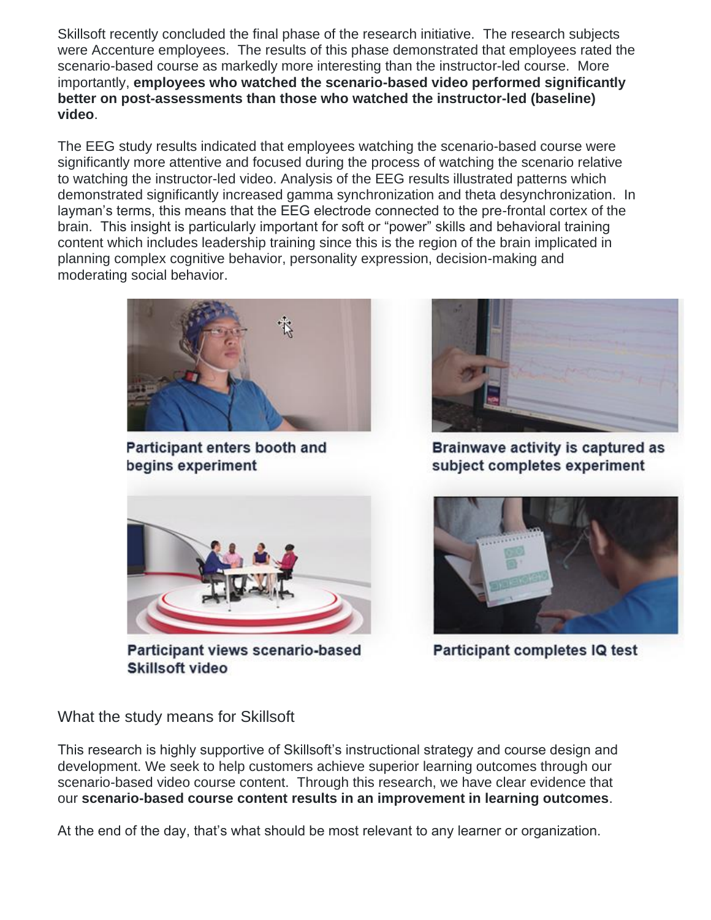Skillsoft recently concluded the final phase of the research initiative. The research subjects were Accenture employees. The results of this phase demonstrated that employees rated the scenario-based course as markedly more interesting than the instructor-led course. More importantly, **employees who watched the scenario-based video performed significantly better on post-assessments than those who watched the instructor-led (baseline) video**.

The EEG study results indicated that employees watching the scenario-based course were significantly more attentive and focused during the process of watching the scenario relative to watching the instructor-led video. Analysis of the EEG results illustrated patterns which demonstrated significantly increased gamma synchronization and theta desynchronization. In layman's terms, this means that the EEG electrode connected to the pre-frontal cortex of the brain. This insight is particularly important for soft or "power" skills and behavioral training content which includes leadership training since this is the region of the brain implicated in planning complex cognitive behavior, personality expression, decision-making and moderating social behavior.

**Participant enters booth and begins experiment**

**Brainwave activity is captured as subject completes experiment**

**Participant views scenario-based Skillsoft video**

**Participant completes IQ test**

## What the study means for Skillsoft

This research is highly supportive of Skillsoft's instructional strategy and course design and development. We seek to help customers achieve superior learning outcomes through our scenario-based video course content. Through this research, we have clear evidence that our **scenario-based course content results in an improvement in learning outcomes**.

At the end of the day, that's what should be most relevant to any learner or organization.